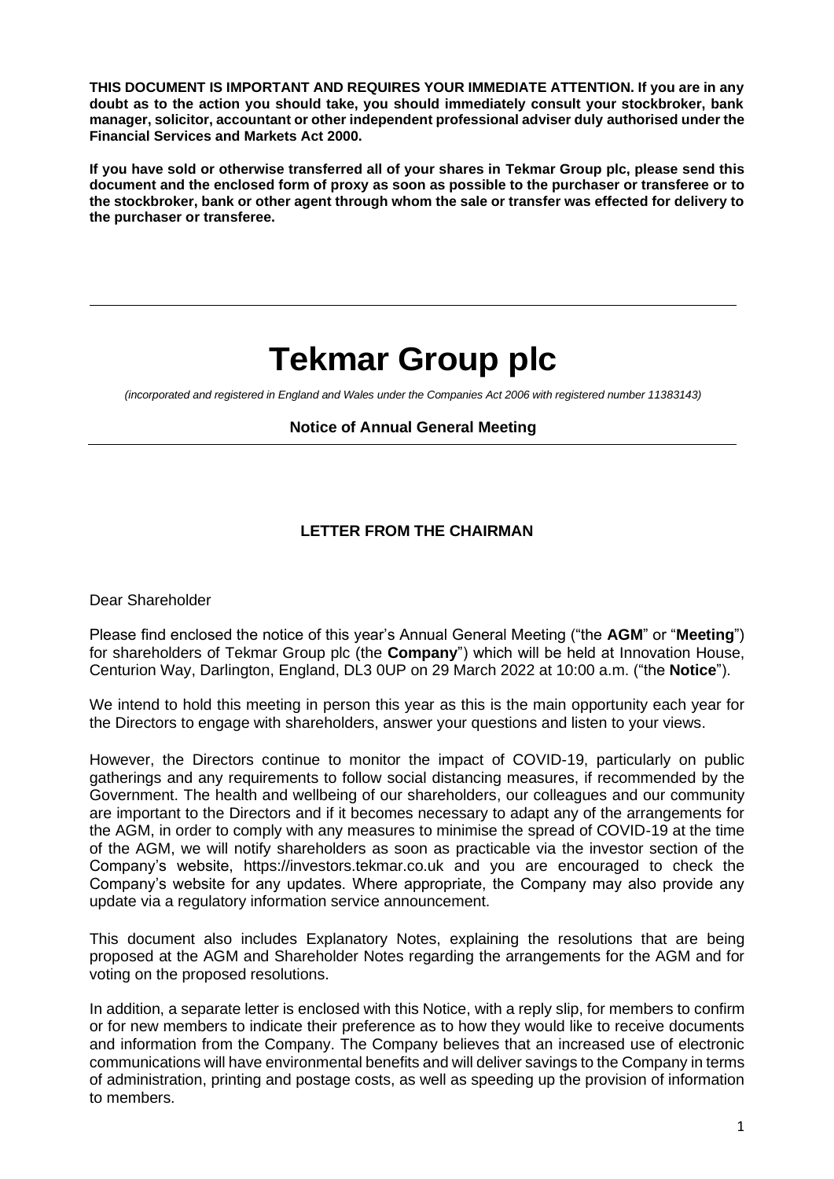**THIS DOCUMENT IS IMPORTANT AND REQUIRES YOUR IMMEDIATE ATTENTION. If you are in any doubt as to the action you should take, you should immediately consult your stockbroker, bank manager, solicitor, accountant or other independent professional adviser duly authorised under the Financial Services and Markets Act 2000.**

**If you have sold or otherwise transferred all of your shares in Tekmar Group plc, please send this document and the enclosed form of proxy as soon as possible to the purchaser or transferee or to the stockbroker, bank or other agent through whom the sale or transfer was effected for delivery to the purchaser or transferee.**

---

# Tekmar Group plc

*(incorporated and registered in England and Wales under the Companies Act 2006 with registered number 11383143)*

**Notice of Annual General Meeting**

---

## LETTER FROM THE CHAIRMAN

Dear Shareholder

Please find enclosed the notice of this year's Annual General Meeting ("the **AGM**" or "**Meeting**") for shareholders of Tekmar Group plc (the **Company**") which will be held at Innovation House, Centurion Way, Darlington, England, DL3 0UP on 29 March 2022 at 10:00 a.m. ("the **Notice**").

We intend to hold this meeting in person this year as this is the main opportunity each year for the Directors to engage with shareholders, answer your questions and listen to your views.

However, the Directors continue to monitor the impact of COVID-19, particularly on public gatherings and any requirements to follow social distancing measures, if recommended by the Government. The health and wellbeing of our shareholders, our colleagues and our community are important to the Directors and if it becomes necessary to adapt any of the arrangements for the AGM, in order to comply with any measures to minimise the spread of COVID-19 at the time of the AGM, we will notify shareholders as soon as practicable via the investor section of the Company's website, https://investors.tekmar.co.uk and you are encouraged to check the Company's website for any updates. Where appropriate, the Company may also provide any update via a regulatory information service announcement.

This document also includes Explanatory Notes, explaining the resolutions that are being proposed at the AGM and Shareholder Notes regarding the arrangements for the AGM and for voting on the proposed resolutions.

In addition, a separate letter is enclosed with this Notice, with a reply slip, for members to confirm or for new members to indicate their preference as to how they would like to receive documents and information from the Company. The Company believes that an increased use of electronic communications will have environmental benefits and will deliver savings to the Company in terms of administration, printing and postage costs, as well as speeding up the provision of information to members.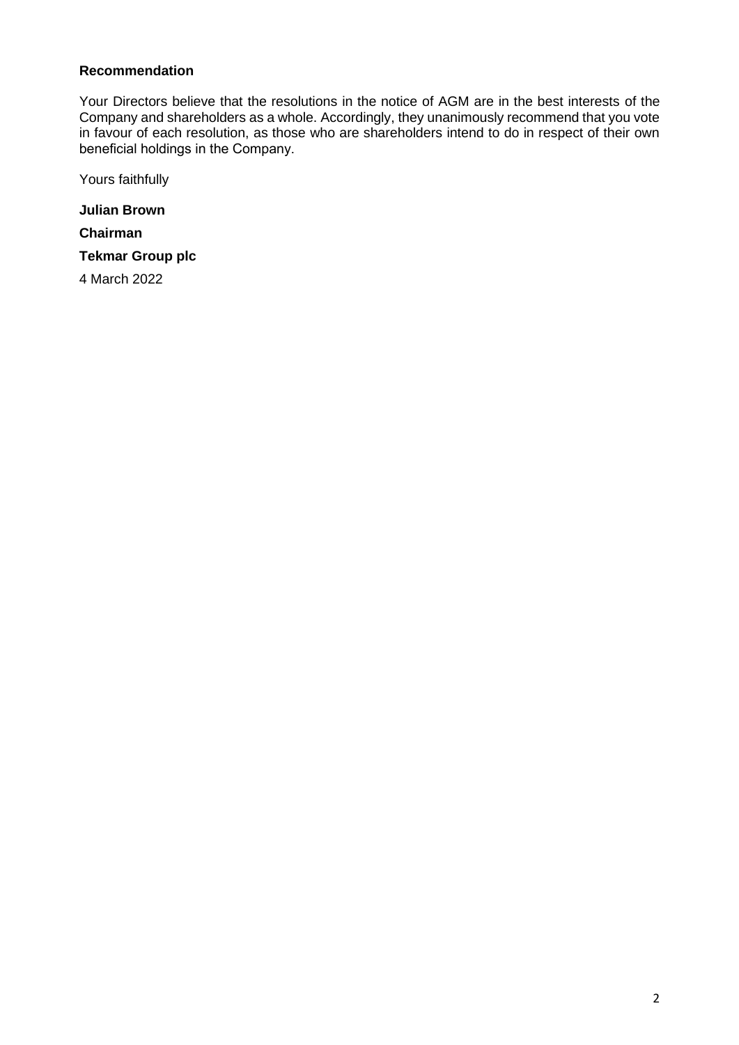**Recommendation**

Your Directors believe that the resolutions in the notice of AGM are in the best interests of the Company and shareholders as a whole. Accordingly, they unanimously recommend that you vote in favour of each resolution, as those who are shareholders intend to do in respect of their own beneficial holdings in the Company.

Yours faithfully

**Julian Brown**

**Chairman**

**Tekmar Group plc**

4 March 2022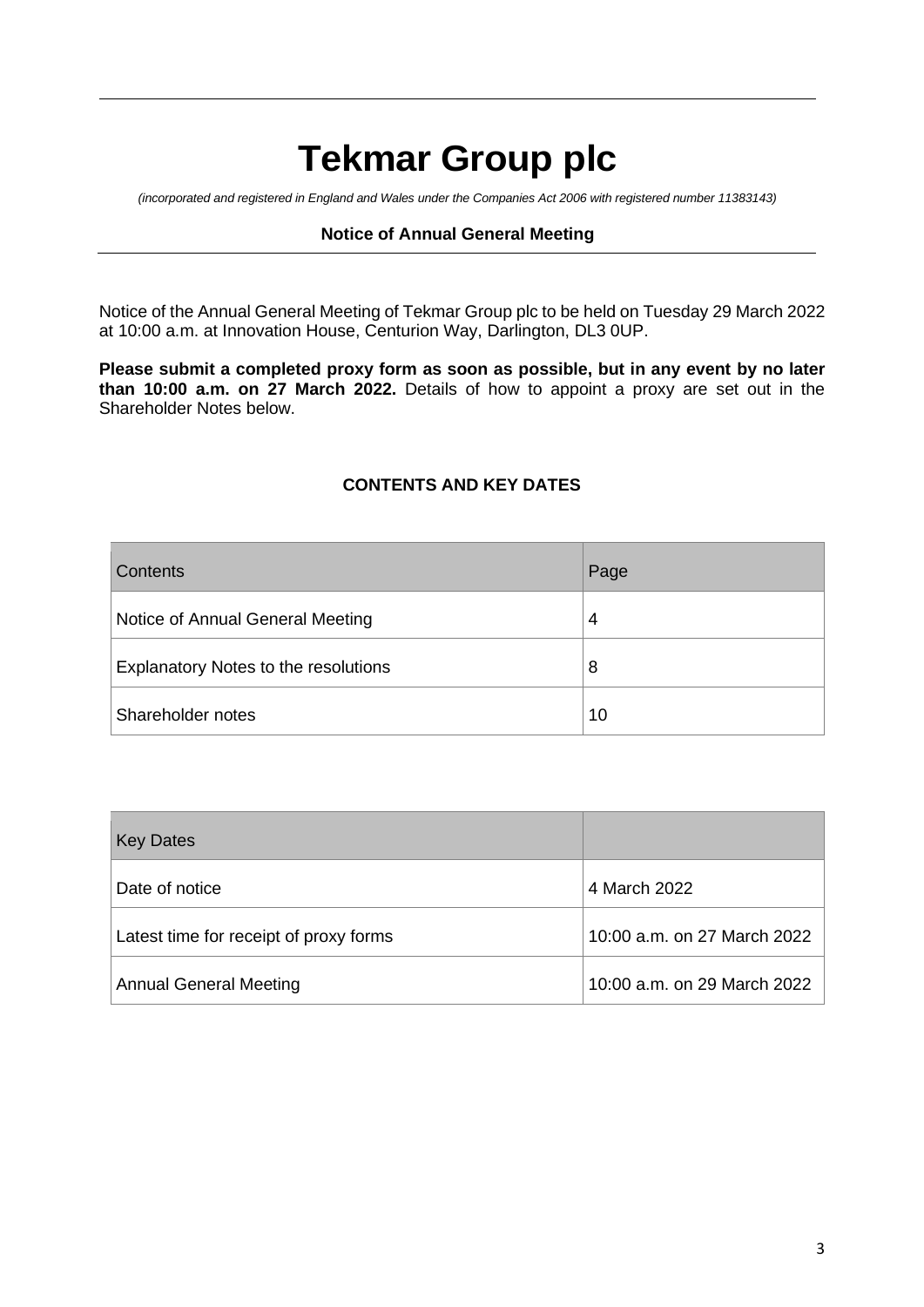# Tekmar Group plc

*(incorporated and registered in England and Wales under the Companies Act 2006 with registered number 11383143)*

**Notice of Annual General Meeting**

Notice of the Annual General Meeting of Tekmar Group plc to be held on Tuesday 29 March 2022 at 10:00 a.m. at Innovation House, Centurion Way, Darlington, DL3 0UP.

**Please submit a completed proxy form as soon as possible, but in any event by no later than 10:00 a.m. on 27 March 2022.** Details of how to appoint a proxy are set out in the Shareholder Notes below.

## CONTENTS AND KEY DATES

| Contents | Page |
|---|---|
| Notice of Annual General Meeting | 4 |
| Explanatory Notes to the resolutions | 8 |
| Shareholder notes | 10 |

| Key Dates | |
|---|---|
| Date of notice | 4 March 2022 |
| Latest time for receipt of proxy forms | 10:00 a.m. on 27 March 2022 |
| Annual General Meeting | 10:00 a.m. on 29 March 2022 |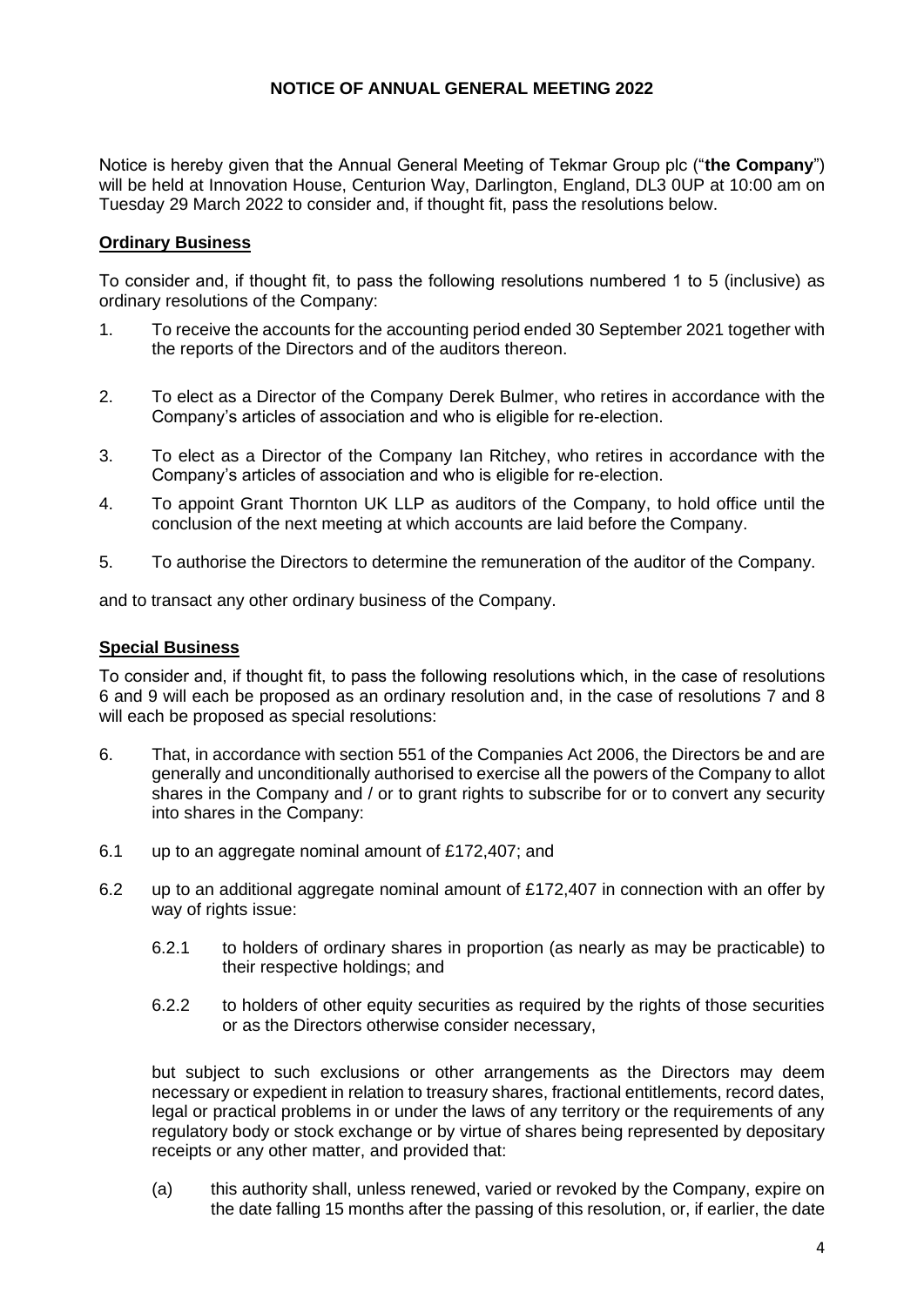# NOTICE OF ANNUAL GENERAL MEETING 2022

Notice is hereby given that the Annual General Meeting of Tekmar Group plc ("**the Company**") will be held at Innovation House, Centurion Way, Darlington, England, DL3 0UP at 10:00 am on Tuesday 29 March 2022 to consider and, if thought fit, pass the resolutions below.

## Ordinary Business

To consider and, if thought fit, to pass the following resolutions numbered 1 to 5 (inclusive) as ordinary resolutions of the Company:

1. To receive the accounts for the accounting period ended 30 September 2021 together with the reports of the Directors and of the auditors thereon.
2. To elect as a Director of the Company Derek Bulmer, who retires in accordance with the Company's articles of association and who is eligible for re-election.
3. To elect as a Director of the Company Ian Ritchey, who retires in accordance with the Company's articles of association and who is eligible for re-election.
4. To appoint Grant Thornton UK LLP as auditors of the Company, to hold office until the conclusion of the next meeting at which accounts are laid before the Company.
5. To authorise the Directors to determine the remuneration of the auditor of the Company.

and to transact any other ordinary business of the Company.

## Special Business

To consider and, if thought fit, to pass the following resolutions which, in the case of resolutions 6 and 9 will each be proposed as an ordinary resolution and, in the case of resolutions 7 and 8 will each be proposed as special resolutions:

6. That, in accordance with section 551 of the Companies Act 2006, the Directors be and are generally and unconditionally authorised to exercise all the powers of the Company to allot shares in the Company and / or to grant rights to subscribe for or to convert any security into shares in the Company:

6.1 up to an aggregate nominal amount of £172,407; and

6.2 up to an additional aggregate nominal amount of £172,407 in connection with an offer by way of rights issue:

   6.2.1 to holders of ordinary shares in proportion (as nearly as may be practicable) to their respective holdings; and

   6.2.2 to holders of other equity securities as required by the rights of those securities or as the Directors otherwise consider necessary,

but subject to such exclusions or other arrangements as the Directors may deem necessary or expedient in relation to treasury shares, fractional entitlements, record dates, legal or practical problems in or under the laws of any territory or the requirements of any regulatory body or stock exchange or by virtue of shares being represented by depositary receipts or any other matter, and provided that:

(a) this authority shall, unless renewed, varied or revoked by the Company, expire on the date falling 15 months after the passing of this resolution, or, if earlier, the date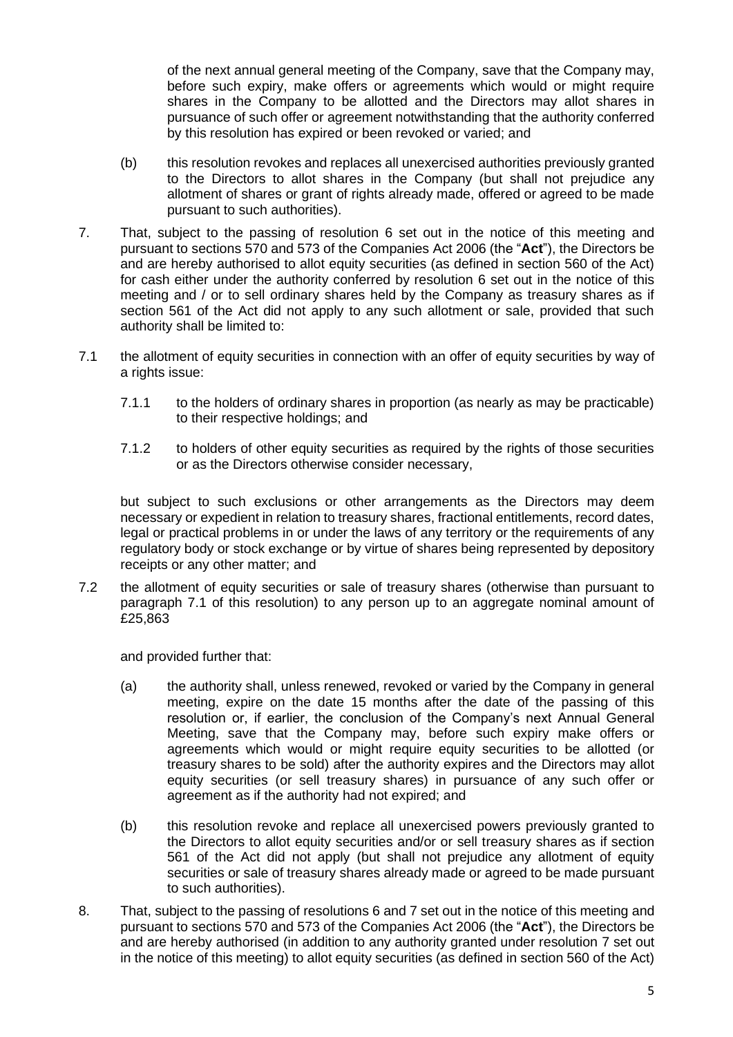of the next annual general meeting of the Company, save that the Company may, before such expiry, make offers or agreements which would or might require shares in the Company to be allotted and the Directors may allot shares in pursuance of such offer or agreement notwithstanding that the authority conferred by this resolution has expired or been revoked or varied; and

(b) this resolution revokes and replaces all unexercised authorities previously granted to the Directors to allot shares in the Company (but shall not prejudice any allotment of shares or grant of rights already made, offered or agreed to be made pursuant to such authorities).

7. That, subject to the passing of resolution 6 set out in the notice of this meeting and pursuant to sections 570 and 573 of the Companies Act 2006 (the "**Act**"), the Directors be and are hereby authorised to allot equity securities (as defined in section 560 of the Act) for cash either under the authority conferred by resolution 6 set out in the notice of this meeting and / or to sell ordinary shares held by the Company as treasury shares as if section 561 of the Act did not apply to any such allotment or sale, provided that such authority shall be limited to:

7.1 the allotment of equity securities in connection with an offer of equity securities by way of a rights issue:

 7.1.1 to the holders of ordinary shares in proportion (as nearly as may be practicable) to their respective holdings; and

 7.1.2 to holders of other equity securities as required by the rights of those securities or as the Directors otherwise consider necessary,

 but subject to such exclusions or other arrangements as the Directors may deem necessary or expedient in relation to treasury shares, fractional entitlements, record dates, legal or practical problems in or under the laws of any territory or the requirements of any regulatory body or stock exchange or by virtue of shares being represented by depository receipts or any other matter; and

7.2 the allotment of equity securities or sale of treasury shares (otherwise than pursuant to paragraph 7.1 of this resolution) to any person up to an aggregate nominal amount of £25,863

 and provided further that:

 (a) the authority shall, unless renewed, revoked or varied by the Company in general meeting, expire on the date 15 months after the date of the passing of this resolution or, if earlier, the conclusion of the Company's next Annual General Meeting, save that the Company may, before such expiry make offers or agreements which would or might require equity securities to be allotted (or treasury shares to be sold) after the authority expires and the Directors may allot equity securities (or sell treasury shares) in pursuance of any such offer or agreement as if the authority had not expired; and

 (b) this resolution revoke and replace all unexercised powers previously granted to the Directors to allot equity securities and/or or sell treasury shares as if section 561 of the Act did not apply (but shall not prejudice any allotment of equity securities or sale of treasury shares already made or agreed to be made pursuant to such authorities).

8. That, subject to the passing of resolutions 6 and 7 set out in the notice of this meeting and pursuant to sections 570 and 573 of the Companies Act 2006 (the "**Act**"), the Directors be and are hereby authorised (in addition to any authority granted under resolution 7 set out in the notice of this meeting) to allot equity securities (as defined in section 560 of the Act)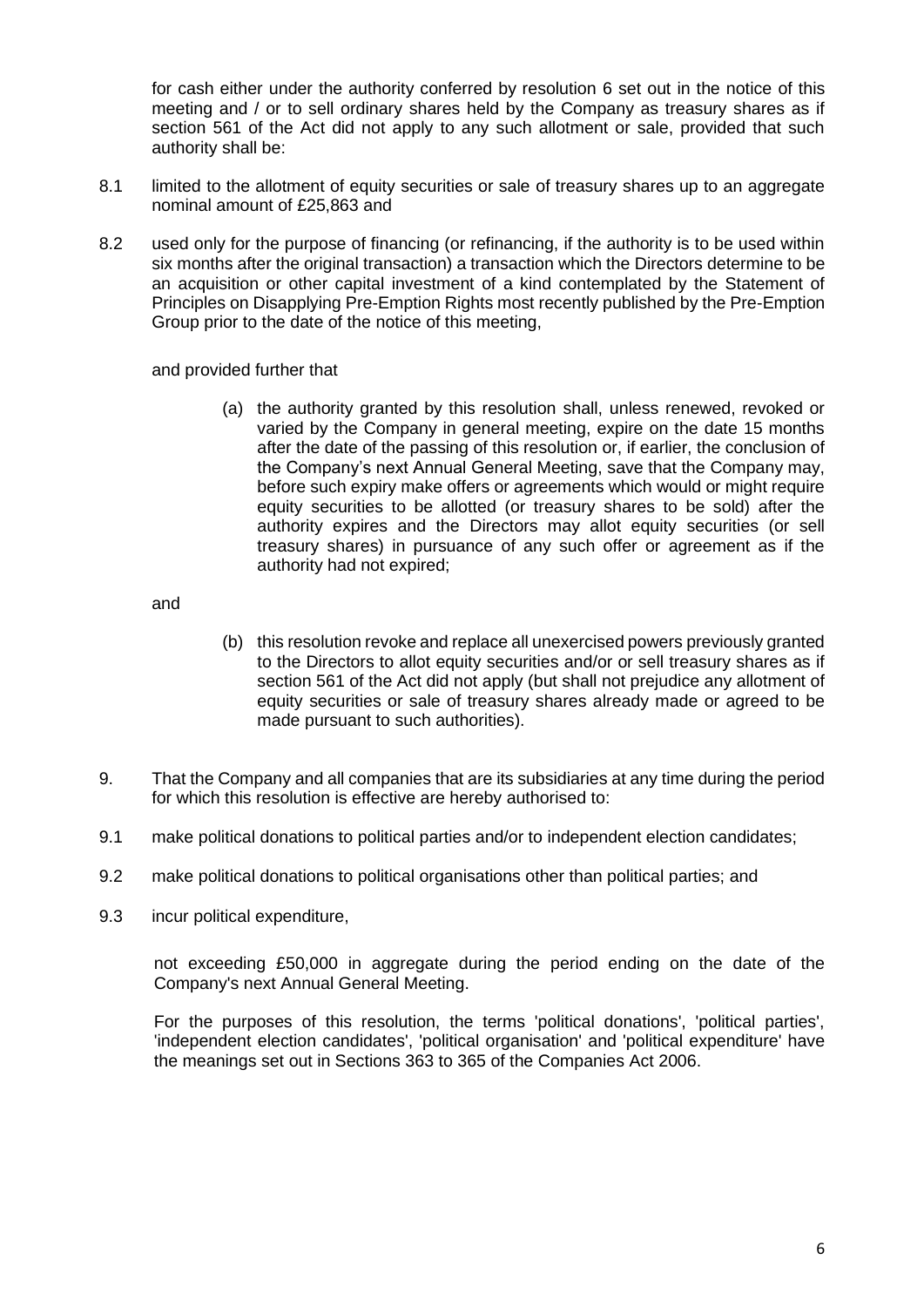for cash either under the authority conferred by resolution 6 set out in the notice of this meeting and / or to sell ordinary shares held by the Company as treasury shares as if section 561 of the Act did not apply to any such allotment or sale, provided that such authority shall be:

8.1 limited to the allotment of equity securities or sale of treasury shares up to an aggregate nominal amount of £25,863 and

8.2 used only for the purpose of financing (or refinancing, if the authority is to be used within six months after the original transaction) a transaction which the Directors determine to be an acquisition or other capital investment of a kind contemplated by the Statement of Principles on Disapplying Pre-Emption Rights most recently published by the Pre-Emption Group prior to the date of the notice of this meeting,

and provided further that

(a) the authority granted by this resolution shall, unless renewed, revoked or varied by the Company in general meeting, expire on the date 15 months after the date of the passing of this resolution or, if earlier, the conclusion of the Company's next Annual General Meeting, save that the Company may, before such expiry make offers or agreements which would or might require equity securities to be allotted (or treasury shares to be sold) after the authority expires and the Directors may allot equity securities (or sell treasury shares) in pursuance of any such offer or agreement as if the authority had not expired;

and

(b) this resolution revoke and replace all unexercised powers previously granted to the Directors to allot equity securities and/or or sell treasury shares as if section 561 of the Act did not apply (but shall not prejudice any allotment of equity securities or sale of treasury shares already made or agreed to be made pursuant to such authorities).

9. That the Company and all companies that are its subsidiaries at any time during the period for which this resolution is effective are hereby authorised to:

9.1 make political donations to political parties and/or to independent election candidates;

9.2 make political donations to political organisations other than political parties; and

9.3 incur political expenditure,

not exceeding £50,000 in aggregate during the period ending on the date of the Company's next Annual General Meeting.

For the purposes of this resolution, the terms 'political donations', 'political parties', 'independent election candidates', 'political organisation' and 'political expenditure' have the meanings set out in Sections 363 to 365 of the Companies Act 2006.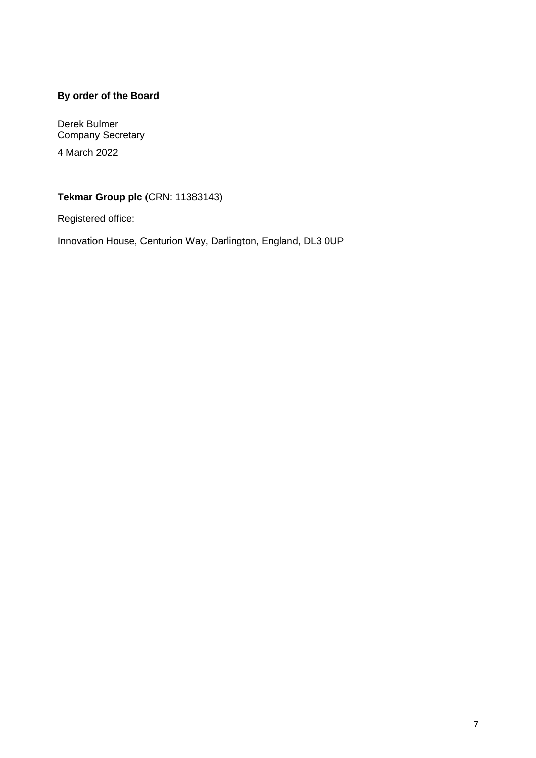**By order of the Board**

Derek Bulmer  
Company Secretary

4 March 2022

**Tekmar Group plc** (CRN: 11383143)

Registered office:

Innovation House, Centurion Way, Darlington, England, DL3 0UP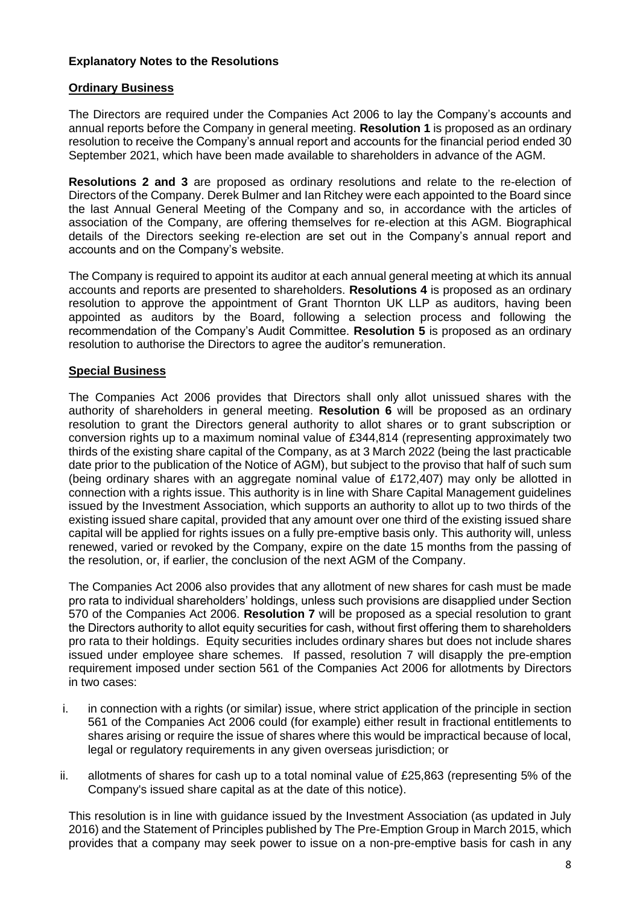**Explanatory Notes to the Resolutions**

**Ordinary Business**

The Directors are required under the Companies Act 2006 to lay the Company's accounts and annual reports before the Company in general meeting. **Resolution 1** is proposed as an ordinary resolution to receive the Company's annual report and accounts for the financial period ended 30 September 2021, which have been made available to shareholders in advance of the AGM.

**Resolutions 2 and 3** are proposed as ordinary resolutions and relate to the re-election of Directors of the Company. Derek Bulmer and Ian Ritchey were each appointed to the Board since the last Annual General Meeting of the Company and so, in accordance with the articles of association of the Company, are offering themselves for re-election at this AGM. Biographical details of the Directors seeking re-election are set out in the Company's annual report and accounts and on the Company's website.

The Company is required to appoint its auditor at each annual general meeting at which its annual accounts and reports are presented to shareholders. **Resolutions 4** is proposed as an ordinary resolution to approve the appointment of Grant Thornton UK LLP as auditors, having been appointed as auditors by the Board, following a selection process and following the recommendation of the Company's Audit Committee. **Resolution 5** is proposed as an ordinary resolution to authorise the Directors to agree the auditor's remuneration.

**Special Business**

The Companies Act 2006 provides that Directors shall only allot unissued shares with the authority of shareholders in general meeting. **Resolution 6** will be proposed as an ordinary resolution to grant the Directors general authority to allot shares or to grant subscription or conversion rights up to a maximum nominal value of £344,814 (representing approximately two thirds of the existing share capital of the Company, as at 3 March 2022 (being the last practicable date prior to the publication of the Notice of AGM), but subject to the proviso that half of such sum (being ordinary shares with an aggregate nominal value of £172,407) may only be allotted in connection with a rights issue. This authority is in line with Share Capital Management guidelines issued by the Investment Association, which supports an authority to allot up to two thirds of the existing issued share capital, provided that any amount over one third of the existing issued share capital will be applied for rights issues on a fully pre-emptive basis only. This authority will, unless renewed, varied or revoked by the Company, expire on the date 15 months from the passing of the resolution, or, if earlier, the conclusion of the next AGM of the Company.

The Companies Act 2006 also provides that any allotment of new shares for cash must be made pro rata to individual shareholders' holdings, unless such provisions are disapplied under Section 570 of the Companies Act 2006. **Resolution 7** will be proposed as a special resolution to grant the Directors authority to allot equity securities for cash, without first offering them to shareholders pro rata to their holdings. Equity securities includes ordinary shares but does not include shares issued under employee share schemes. If passed, resolution 7 will disapply the pre-emption requirement imposed under section 561 of the Companies Act 2006 for allotments by Directors in two cases:

i. in connection with a rights (or similar) issue, where strict application of the principle in section 561 of the Companies Act 2006 could (for example) either result in fractional entitlements to shares arising or require the issue of shares where this would be impractical because of local, legal or regulatory requirements in any given overseas jurisdiction; or

ii. allotments of shares for cash up to a total nominal value of £25,863 (representing 5% of the Company's issued share capital as at the date of this notice).

This resolution is in line with guidance issued by the Investment Association (as updated in July 2016) and the Statement of Principles published by The Pre-Emption Group in March 2015, which provides that a company may seek power to issue on a non-pre-emptive basis for cash in any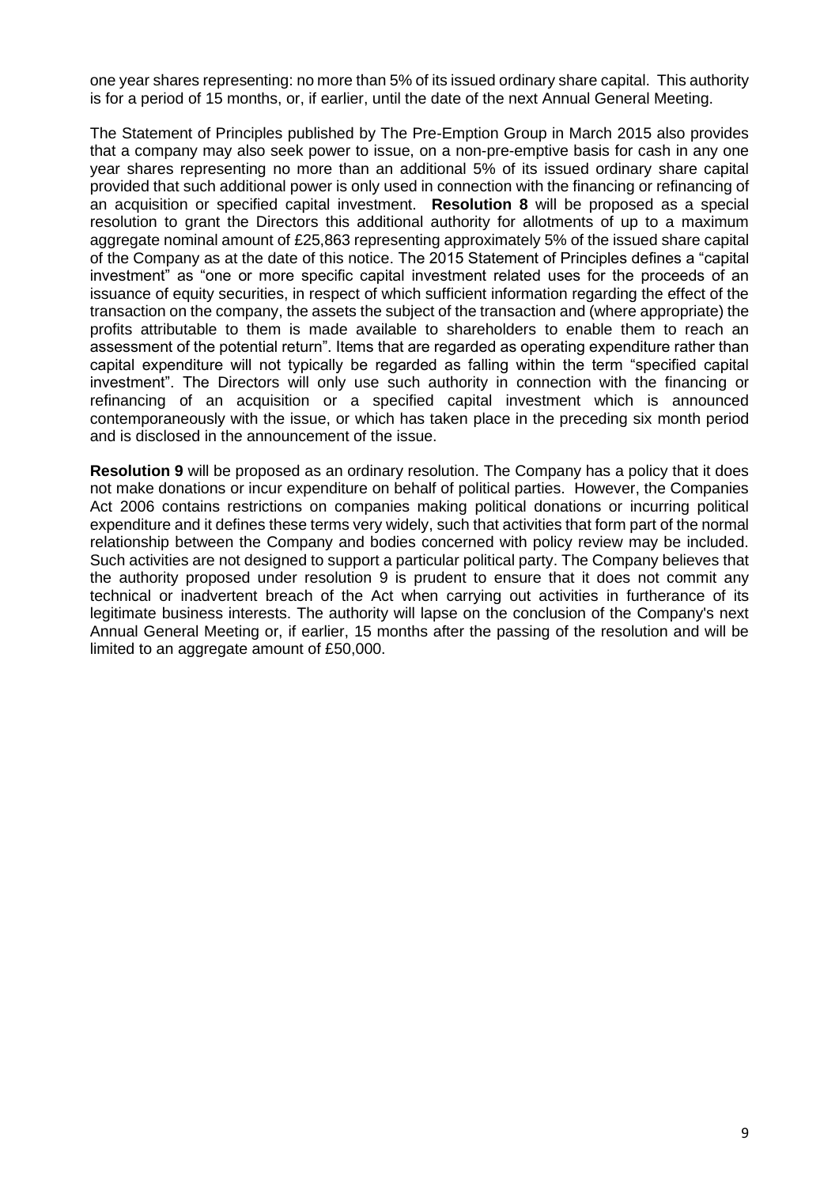one year shares representing: no more than 5% of its issued ordinary share capital. This authority is for a period of 15 months, or, if earlier, until the date of the next Annual General Meeting.

The Statement of Principles published by The Pre-Emption Group in March 2015 also provides that a company may also seek power to issue, on a non-pre-emptive basis for cash in any one year shares representing no more than an additional 5% of its issued ordinary share capital provided that such additional power is only used in connection with the financing or refinancing of an acquisition or specified capital investment. **Resolution 8** will be proposed as a special resolution to grant the Directors this additional authority for allotments of up to a maximum aggregate nominal amount of £25,863 representing approximately 5% of the issued share capital of the Company as at the date of this notice. The 2015 Statement of Principles defines a "capital investment" as "one or more specific capital investment related uses for the proceeds of an issuance of equity securities, in respect of which sufficient information regarding the effect of the transaction on the company, the assets the subject of the transaction and (where appropriate) the profits attributable to them is made available to shareholders to enable them to reach an assessment of the potential return". Items that are regarded as operating expenditure rather than capital expenditure will not typically be regarded as falling within the term "specified capital investment". The Directors will only use such authority in connection with the financing or refinancing of an acquisition or a specified capital investment which is announced contemporaneously with the issue, or which has taken place in the preceding six month period and is disclosed in the announcement of the issue.

**Resolution 9** will be proposed as an ordinary resolution. The Company has a policy that it does not make donations or incur expenditure on behalf of political parties. However, the Companies Act 2006 contains restrictions on companies making political donations or incurring political expenditure and it defines these terms very widely, such that activities that form part of the normal relationship between the Company and bodies concerned with policy review may be included. Such activities are not designed to support a particular political party. The Company believes that the authority proposed under resolution 9 is prudent to ensure that it does not commit any technical or inadvertent breach of the Act when carrying out activities in furtherance of its legitimate business interests. The authority will lapse on the conclusion of the Company's next Annual General Meeting or, if earlier, 15 months after the passing of the resolution and will be limited to an aggregate amount of £50,000.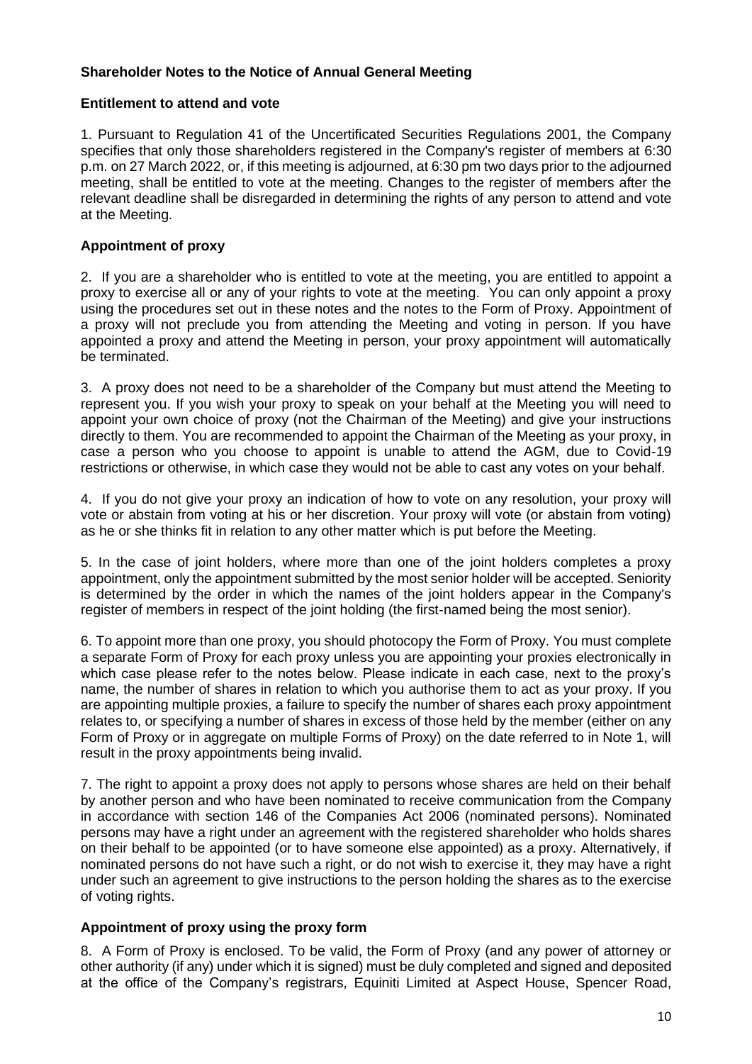## Shareholder Notes to the Notice of Annual General Meeting

### Entitlement to attend and vote

1. Pursuant to Regulation 41 of the Uncertificated Securities Regulations 2001, the Company specifies that only those shareholders registered in the Company's register of members at 6:30 p.m. on 27 March 2022, or, if this meeting is adjourned, at 6:30 pm two days prior to the adjourned meeting, shall be entitled to vote at the meeting. Changes to the register of members after the relevant deadline shall be disregarded in determining the rights of any person to attend and vote at the Meeting.

### Appointment of proxy

2. If you are a shareholder who is entitled to vote at the meeting, you are entitled to appoint a proxy to exercise all or any of your rights to vote at the meeting. You can only appoint a proxy using the procedures set out in these notes and the notes to the Form of Proxy. Appointment of a proxy will not preclude you from attending the Meeting and voting in person. If you have appointed a proxy and attend the Meeting in person, your proxy appointment will automatically be terminated.

3. A proxy does not need to be a shareholder of the Company but must attend the Meeting to represent you. If you wish your proxy to speak on your behalf at the Meeting you will need to appoint your own choice of proxy (not the Chairman of the Meeting) and give your instructions directly to them. You are recommended to appoint the Chairman of the Meeting as your proxy, in case a person who you choose to appoint is unable to attend the AGM, due to Covid-19 restrictions or otherwise, in which case they would not be able to cast any votes on your behalf.

4. If you do not give your proxy an indication of how to vote on any resolution, your proxy will vote or abstain from voting at his or her discretion. Your proxy will vote (or abstain from voting) as he or she thinks fit in relation to any other matter which is put before the Meeting.

5. In the case of joint holders, where more than one of the joint holders completes a proxy appointment, only the appointment submitted by the most senior holder will be accepted. Seniority is determined by the order in which the names of the joint holders appear in the Company's register of members in respect of the joint holding (the first-named being the most senior).

6. To appoint more than one proxy, you should photocopy the Form of Proxy. You must complete a separate Form of Proxy for each proxy unless you are appointing your proxies electronically in which case please refer to the notes below. Please indicate in each case, next to the proxy's name, the number of shares in relation to which you authorise them to act as your proxy. If you are appointing multiple proxies, a failure to specify the number of shares each proxy appointment relates to, or specifying a number of shares in excess of those held by the member (either on any Form of Proxy or in aggregate on multiple Forms of Proxy) on the date referred to in Note 1, will result in the proxy appointments being invalid.

7. The right to appoint a proxy does not apply to persons whose shares are held on their behalf by another person and who have been nominated to receive communication from the Company in accordance with section 146 of the Companies Act 2006 (nominated persons). Nominated persons may have a right under an agreement with the registered shareholder who holds shares on their behalf to be appointed (or to have someone else appointed) as a proxy. Alternatively, if nominated persons do not have such a right, or do not wish to exercise it, they may have a right under such an agreement to give instructions to the person holding the shares as to the exercise of voting rights.

### Appointment of proxy using the proxy form

8. A Form of Proxy is enclosed. To be valid, the Form of Proxy (and any power of attorney or other authority (if any) under which it is signed) must be duly completed and signed and deposited at the office of the Company's registrars, Equiniti Limited at Aspect House, Spencer Road,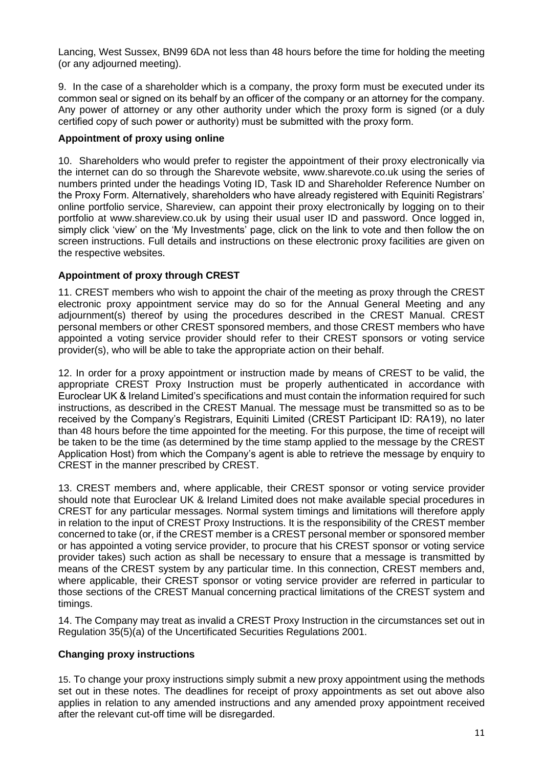Lancing, West Sussex, BN99 6DA not less than 48 hours before the time for holding the meeting (or any adjourned meeting).

9. In the case of a shareholder which is a company, the proxy form must be executed under its common seal or signed on its behalf by an officer of the company or an attorney for the company. Any power of attorney or any other authority under which the proxy form is signed (or a duly certified copy of such power or authority) must be submitted with the proxy form.

**Appointment of proxy using online**

10. Shareholders who would prefer to register the appointment of their proxy electronically via the internet can do so through the Sharevote website, www.sharevote.co.uk using the series of numbers printed under the headings Voting ID, Task ID and Shareholder Reference Number on the Proxy Form. Alternatively, shareholders who have already registered with Equiniti Registrars' online portfolio service, Shareview, can appoint their proxy electronically by logging on to their portfolio at www.shareview.co.uk by using their usual user ID and password. Once logged in, simply click 'view' on the 'My Investments' page, click on the link to vote and then follow the on screen instructions. Full details and instructions on these electronic proxy facilities are given on the respective websites.

**Appointment of proxy through CREST**

11. CREST members who wish to appoint the chair of the meeting as proxy through the CREST electronic proxy appointment service may do so for the Annual General Meeting and any adjournment(s) thereof by using the procedures described in the CREST Manual. CREST personal members or other CREST sponsored members, and those CREST members who have appointed a voting service provider should refer to their CREST sponsors or voting service provider(s), who will be able to take the appropriate action on their behalf.

12. In order for a proxy appointment or instruction made by means of CREST to be valid, the appropriate CREST Proxy Instruction must be properly authenticated in accordance with Euroclear UK & Ireland Limited's specifications and must contain the information required for such instructions, as described in the CREST Manual. The message must be transmitted so as to be received by the Company's Registrars, Equiniti Limited (CREST Participant ID: RA19), no later than 48 hours before the time appointed for the meeting. For this purpose, the time of receipt will be taken to be the time (as determined by the time stamp applied to the message by the CREST Application Host) from which the Company's agent is able to retrieve the message by enquiry to CREST in the manner prescribed by CREST.

13. CREST members and, where applicable, their CREST sponsor or voting service provider should note that Euroclear UK & Ireland Limited does not make available special procedures in CREST for any particular messages. Normal system timings and limitations will therefore apply in relation to the input of CREST Proxy Instructions. It is the responsibility of the CREST member concerned to take (or, if the CREST member is a CREST personal member or sponsored member or has appointed a voting service provider, to procure that his CREST sponsor or voting service provider takes) such action as shall be necessary to ensure that a message is transmitted by means of the CREST system by any particular time. In this connection, CREST members and, where applicable, their CREST sponsor or voting service provider are referred in particular to those sections of the CREST Manual concerning practical limitations of the CREST system and timings.

14. The Company may treat as invalid a CREST Proxy Instruction in the circumstances set out in Regulation 35(5)(a) of the Uncertificated Securities Regulations 2001.

**Changing proxy instructions**

15. To change your proxy instructions simply submit a new proxy appointment using the methods set out in these notes. The deadlines for receipt of proxy appointments as set out above also applies in relation to any amended instructions and any amended proxy appointment received after the relevant cut-off time will be disregarded.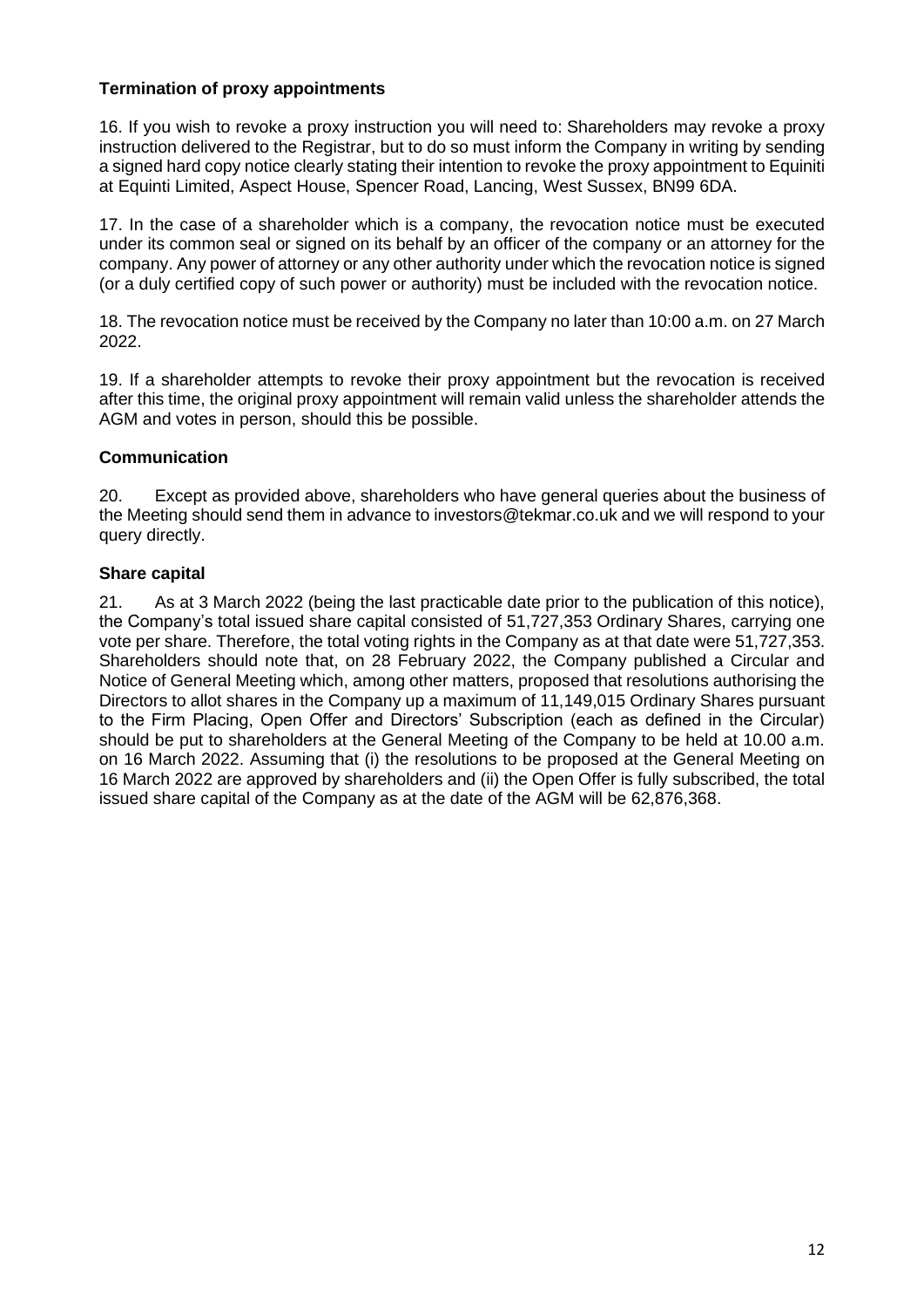**Termination of proxy appointments**

16. If you wish to revoke a proxy instruction you will need to: Shareholders may revoke a proxy instruction delivered to the Registrar, but to do so must inform the Company in writing by sending a signed hard copy notice clearly stating their intention to revoke the proxy appointment to Equiniti at Equinti Limited, Aspect House, Spencer Road, Lancing, West Sussex, BN99 6DA.

17. In the case of a shareholder which is a company, the revocation notice must be executed under its common seal or signed on its behalf by an officer of the company or an attorney for the company. Any power of attorney or any other authority under which the revocation notice is signed (or a duly certified copy of such power or authority) must be included with the revocation notice.

18. The revocation notice must be received by the Company no later than 10:00 a.m. on 27 March 2022.

19. If a shareholder attempts to revoke their proxy appointment but the revocation is received after this time, the original proxy appointment will remain valid unless the shareholder attends the AGM and votes in person, should this be possible.

**Communication**

20. Except as provided above, shareholders who have general queries about the business of the Meeting should send them in advance to investors@tekmar.co.uk and we will respond to your query directly.

**Share capital**

21. As at 3 March 2022 (being the last practicable date prior to the publication of this notice), the Company's total issued share capital consisted of 51,727,353 Ordinary Shares, carrying one vote per share. Therefore, the total voting rights in the Company as at that date were 51,727,353. Shareholders should note that, on 28 February 2022, the Company published a Circular and Notice of General Meeting which, among other matters, proposed that resolutions authorising the Directors to allot shares in the Company up a maximum of 11,149,015 Ordinary Shares pursuant to the Firm Placing, Open Offer and Directors' Subscription (each as defined in the Circular) should be put to shareholders at the General Meeting of the Company to be held at 10.00 a.m. on 16 March 2022. Assuming that (i) the resolutions to be proposed at the General Meeting on 16 March 2022 are approved by shareholders and (ii) the Open Offer is fully subscribed, the total issued share capital of the Company as at the date of the AGM will be 62,876,368.